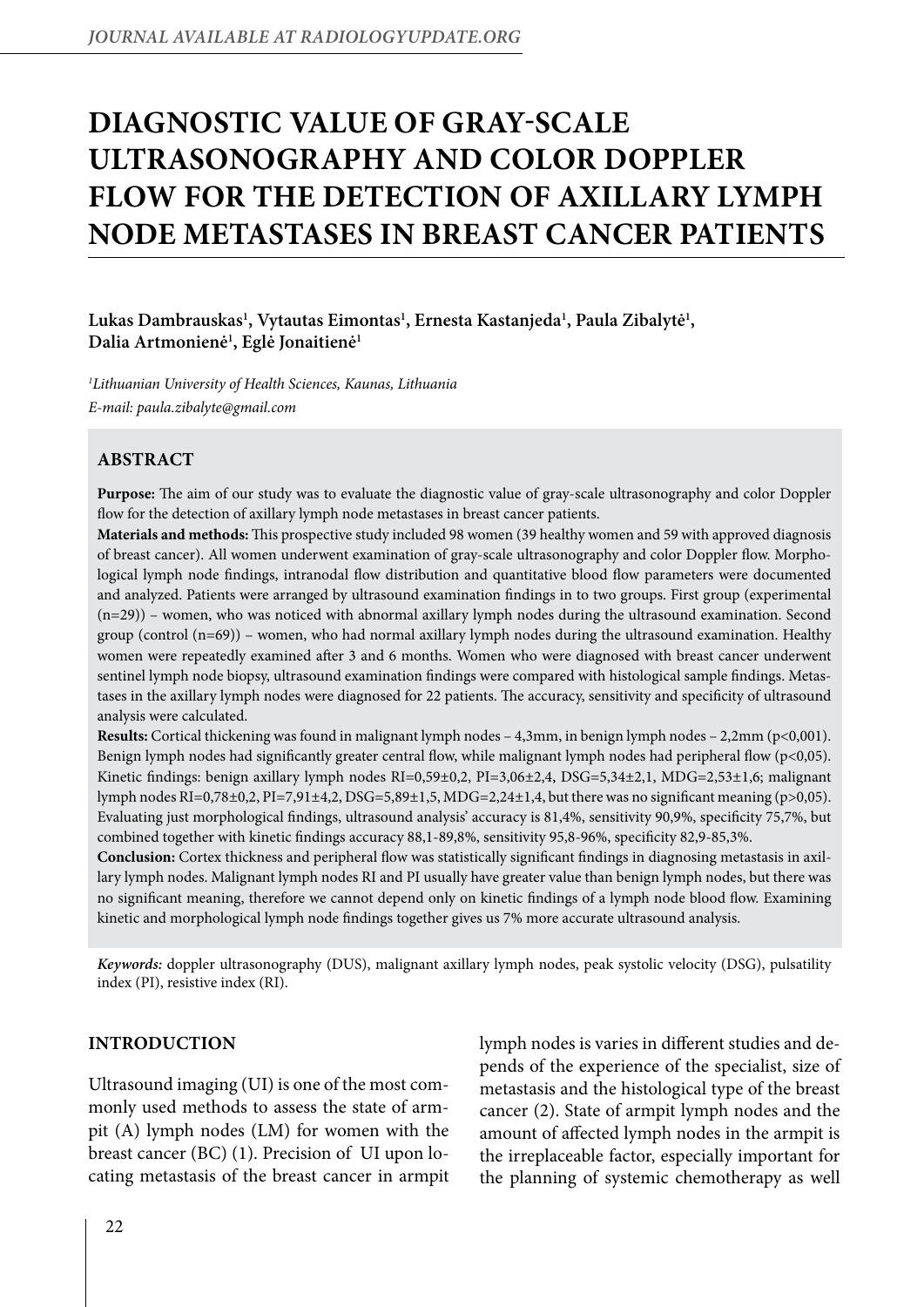# DIAGNOSTIC VALUE OF GRAY-SCALE ULTRASONOGRAPHY AND COLOR DOPPLER FLOW FOR THE DETECTION OF AXILLARY LYMPH NODE METASTASES IN BREAST CANCER PATIENTS

**Lukas Dambrauskas[1], Vytautas Eimontas[1], Ernesta Kastanjeda[1], Paula Zibalytė[1], Dalia Artmonienė[1], Eglė Jonaitienė[1]**

*[1]Lithuanian University of Health Sciences, Kaunas, Lithuania*
*E-mail: paula.zibalyte@gmail.com*

## ABSTRACT

**Purpose:** The aim of our study was to evaluate the diagnostic value of gray-scale ultrasonography and color Doppler flow for the detection of axillary lymph node metastases in breast cancer patients.

**Materials and methods:** This prospective study included 98 women (39 healthy women and 59 with approved diagnosis of breast cancer). All women underwent examination of gray-scale ultrasonography and color Doppler flow. Morphological lymph node findings, intranodal flow distribution and quantitative blood flow parameters were documented and analyzed. Patients were arranged by ultrasound examination findings in to two groups. First group (experimental (n=29)) – women, who was noticed with abnormal axillary lymph nodes during the ultrasound examination. Second group (control (n=69)) – women, who had normal axillary lymph nodes during the ultrasound examination. Healthy women were repeatedly examined after 3 and 6 months. Women who were diagnosed with breast cancer underwent sentinel lymph node biopsy, ultrasound examination findings were compared with histological sample findings. Metastases in the axillary lymph nodes were diagnosed for 22 patients. The accuracy, sensitivity and specificity of ultrasound analysis were calculated.

**Results:** Cortical thickening was found in malignant lymph nodes – 4,3mm, in benign lymph nodes – 2,2mm ($p<0{,}001$). Benign lymph nodes had significantly greater central flow, while malignant lymph nodes had peripheral flow ($p<0{,}05$). Kinetic findings: benign axillary lymph nodes RI=0,59±0,2, PI=3,06±2,4, DSG=5,34±2,1, MDG=2,53±1,6; malignant lymph nodes RI=0,78±0,2, PI=7,91±4,2, DSG=5,89±1,5, MDG=2,24±1,4, but there was no significant meaning ($p>0{,}05$). Evaluating just morphological findings, ultrasound analysis' accuracy is 81,4%, sensitivity 90,9%, specificity 75,7%, but combined together with kinetic findings accuracy 88,1-89,8%, sensitivity 95,8-96%, specificity 82,9-85,3%.

**Conclusion:** Cortex thickness and peripheral flow was statistically significant findings in diagnosing metastasis in axillary lymph nodes. Malignant lymph nodes RI and PI usually have greater value than benign lymph nodes, but there was no significant meaning, therefore we cannot depend only on kinetic findings of a lymph node blood flow. Examining kinetic and morphological lymph node findings together gives us 7% more accurate ultrasound analysis.

*Keywords:* doppler ultrasonography (DUS), malignant axillary lymph nodes, peak systolic velocity (DSG), pulsatility index (PI), resistive index (RI).

## INTRODUCTION

Ultrasound imaging (UI) is one of the most commonly used methods to assess the state of armpit (A) lymph nodes (LM) for women with the breast cancer (BC) (1). Precision of UI upon locating metastasis of the breast cancer in armpit lymph nodes is varies in different studies and depends of the experience of the specialist, size of metastasis and the histological type of the breast cancer (2). State of armpit lymph nodes and the amount of affected lymph nodes in the armpit is the irreplaceable factor, especially important for the planning of systemic chemotherapy as well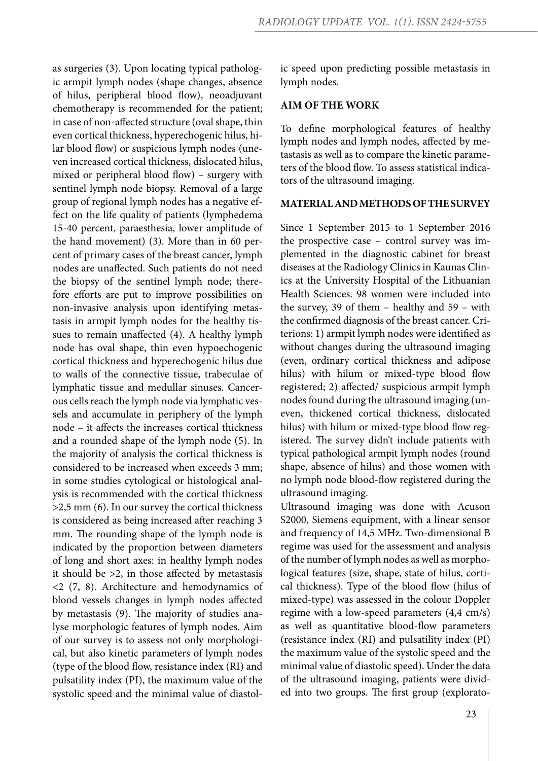as surgeries (3). Upon locating typical pathologic armpit lymph nodes (shape changes, absence of hilus, peripheral blood flow), neoadjuvant chemotherapy is recommended for the patient; in case of non-affected structure (oval shape, thin even cortical thickness, hyperechogenic hilus, hilar blood flow) or suspicious lymph nodes (uneven increased cortical thickness, dislocated hilus, mixed or peripheral blood flow) – surgery with sentinel lymph node biopsy. Removal of a large group of regional lymph nodes has a negative effect on the life quality of patients (lymphedema 15-40 percent, paraesthesia, lower amplitude of the hand movement) (3). More than in 60 percent of primary cases of the breast cancer, lymph nodes are unaffected. Such patients do not need the biopsy of the sentinel lymph node; therefore efforts are put to improve possibilities on non-invasive analysis upon identifying metastasis in armpit lymph nodes for the healthy tissues to remain unaffected (4). A healthy lymph node has oval shape, thin even hypoechogenic cortical thickness and hyperechogenic hilus due to walls of the connective tissue, trabeculae of lymphatic tissue and medullar sinuses. Cancerous cells reach the lymph node via lymphatic vessels and accumulate in periphery of the lymph node – it affects the increases cortical thickness and a rounded shape of the lymph node (5). In the majority of analysis the cortical thickness is considered to be increased when exceeds 3 mm; in some studies cytological or histological analysis is recommended with the cortical thickness >2,5 mm (6). In our survey the cortical thickness is considered as being increased after reaching 3 mm. The rounding shape of the lymph node is indicated by the proportion between diameters of long and short axes: in healthy lymph nodes it should be >2, in those affected by metastasis <2 (7, 8). Architecture and hemodynamics of blood vessels changes in lymph nodes affected by metastasis (9). The majority of studies analyse morphologic features of lymph nodes. Aim of our survey is to assess not only morphological, but also kinetic parameters of lymph nodes (type of the blood flow, resistance index (RI) and pulsatility index (PI), the maximum value of the systolic speed and the minimal value of diastolic speed upon predicting possible metastasis in lymph nodes.

## AIM OF THE WORK

To define morphological features of healthy lymph nodes and lymph nodes, affected by metastasis as well as to compare the kinetic parameters of the blood flow. To assess statistical indicators of the ultrasound imaging.

## MATERIAL AND METHODS OF THE SURVEY

Since 1 September 2015 to 1 September 2016 the prospective case – control survey was implemented in the diagnostic cabinet for breast diseases at the Radiology Clinics in Kaunas Clinics at the University Hospital of the Lithuanian Health Sciences. 98 women were included into the survey, 39 of them – healthy and 59 – with the confirmed diagnosis of the breast cancer. Criterions: 1) armpit lymph nodes were identified as without changes during the ultrasound imaging (even, ordinary cortical thickness and adipose hilus) with hilum or mixed-type blood flow registered; 2) affected/ suspicious armpit lymph nodes found during the ultrasound imaging (uneven, thickened cortical thickness, dislocated hilus) with hilum or mixed-type blood flow registered. The survey didn't include patients with typical pathological armpit lymph nodes (round shape, absence of hilus) and those women with no lymph node blood-flow registered during the ultrasound imaging.

Ultrasound imaging was done with Acuson S2000, Siemens equipment, with a linear sensor and frequency of 14,5 MHz. Two-dimensional B regime was used for the assessment and analysis of the number of lymph nodes as well as morphological features (size, shape, state of hilus, cortical thickness). Type of the blood flow (hilus of mixed-type) was assessed in the colour Doppler regime with a low-speed parameters (4,4 cm/s) as well as quantitative blood-flow parameters (resistance index (RI) and pulsatility index (PI) the maximum value of the systolic speed and the minimal value of diastolic speed). Under the data of the ultrasound imaging, patients were divided into two groups. The first group (explorato-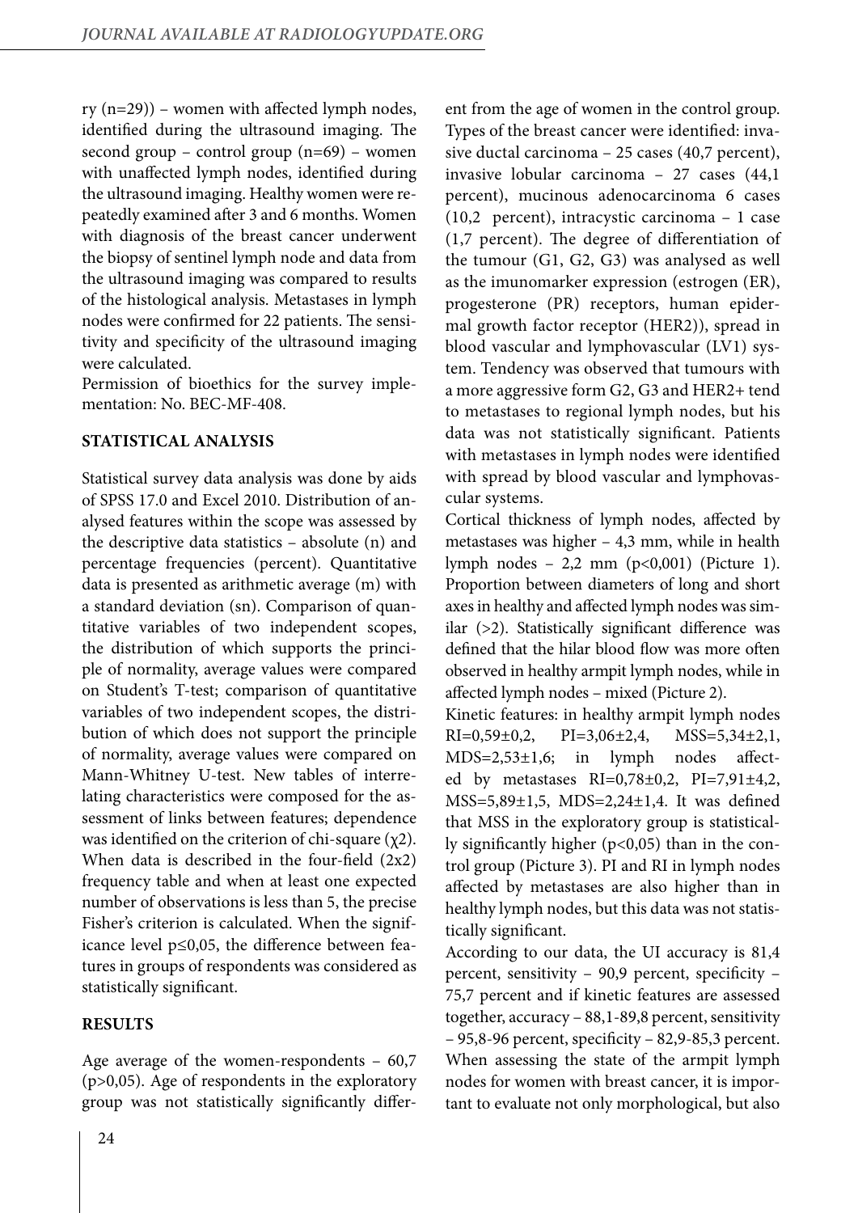ry (n=29)) – women with affected lymph nodes, identified during the ultrasound imaging. The second group – control group (n=69) – women with unaffected lymph nodes, identified during the ultrasound imaging. Healthy women were repeatedly examined after 3 and 6 months. Women with diagnosis of the breast cancer underwent the biopsy of sentinel lymph node and data from the ultrasound imaging was compared to results of the histological analysis. Metastases in lymph nodes were confirmed for 22 patients. The sensitivity and specificity of the ultrasound imaging were calculated.

Permission of bioethics for the survey implementation: No. BEC-MF-408.

## STATISTICAL ANALYSIS

Statistical survey data analysis was done by aids of SPSS 17.0 and Excel 2010. Distribution of analysed features within the scope was assessed by the descriptive data statistics – absolute (n) and percentage frequencies (percent). Quantitative data is presented as arithmetic average (m) with a standard deviation (sn). Comparison of quantitative variables of two independent scopes, the distribution of which supports the principle of normality, average values were compared on Student's T-test; comparison of quantitative variables of two independent scopes, the distribution of which does not support the principle of normality, average values were compared on Mann-Whitney U-test. New tables of interrelating characteristics were composed for the assessment of links between features; dependence was identified on the criterion of chi-square ($\chi^2$). When data is described in the four-field (2x2) frequency table and when at least one expected number of observations is less than 5, the precise Fisher's criterion is calculated. When the significance level $p \leq 0{,}05$, the difference between features in groups of respondents was considered as statistically significant.

## RESULTS

Age average of the women-respondents – 60,7 ($p>0{,}05$). Age of respondents in the exploratory group was not statistically significantly different from the age of women in the control group. Types of the breast cancer were identified: invasive ductal carcinoma – 25 cases (40,7 percent), invasive lobular carcinoma – 27 cases (44,1 percent), mucinous adenocarcinoma 6 cases (10,2 percent), intracystic carcinoma – 1 case (1,7 percent). The degree of differentiation of the tumour (G1, G2, G3) was analysed as well as the imunomarker expression (estrogen (ER), progesterone (PR) receptors, human epidermal growth factor receptor (HER2)), spread in blood vascular and lymphovascular (LV1) system. Tendency was observed that tumours with a more aggressive form G2, G3 and HER2+ tend to metastases to regional lymph nodes, but his data was not statistically significant. Patients with metastases in lymph nodes were identified with spread by blood vascular and lymphovascular systems.

Cortical thickness of lymph nodes, affected by metastases was higher – 4,3 mm, while in health lymph nodes – 2,2 mm ($p<0{,}001$) (Picture 1). Proportion between diameters of long and short axes in healthy and affected lymph nodes was similar (>2). Statistically significant difference was defined that the hilar blood flow was more often observed in healthy armpit lymph nodes, while in affected lymph nodes – mixed (Picture 2).

Kinetic features: in healthy armpit lymph nodes RI=0,59±0,2, PI=3,06±2,4, MSS=5,34±2,1, MDS=2,53±1,6; in lymph nodes affected by metastases RI=0,78±0,2, PI=7,91±4,2, MSS=5,89±1,5, MDS=2,24±1,4. It was defined that MSS in the exploratory group is statistically significantly higher ($p<0{,}05$) than in the control group (Picture 3). PI and RI in lymph nodes affected by metastases are also higher than in healthy lymph nodes, but this data was not statistically significant.

According to our data, the UI accuracy is 81,4 percent, sensitivity – 90,9 percent, specificity – 75,7 percent and if kinetic features are assessed together, accuracy – 88,1-89,8 percent, sensitivity – 95,8-96 percent, specificity – 82,9-85,3 percent. When assessing the state of the armpit lymph nodes for women with breast cancer, it is important to evaluate not only morphological, but also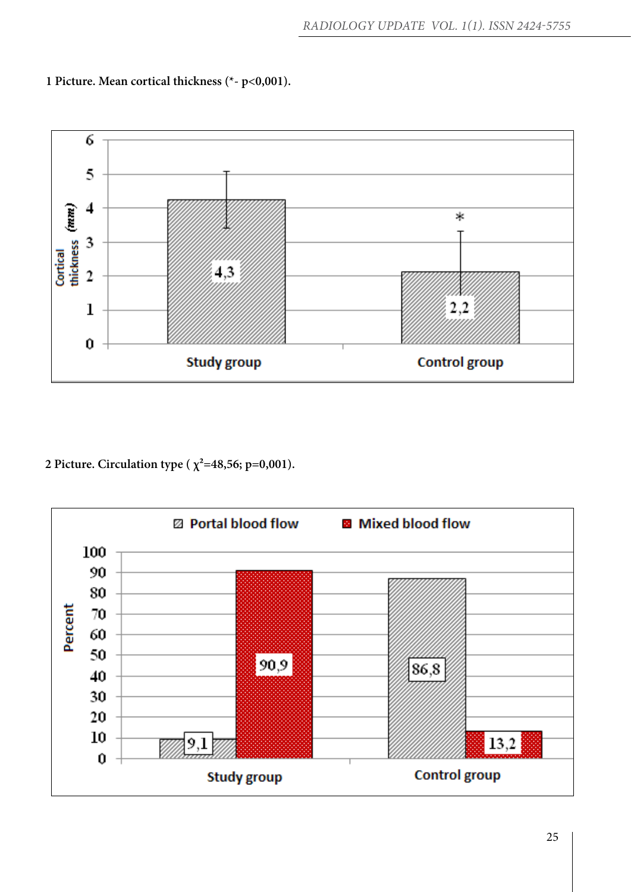**1 Picture. Mean cortical thickness (*- p<0,001).**

**2 Picture. Circulation type ( $\chi^2$=48,56; p=0,001).**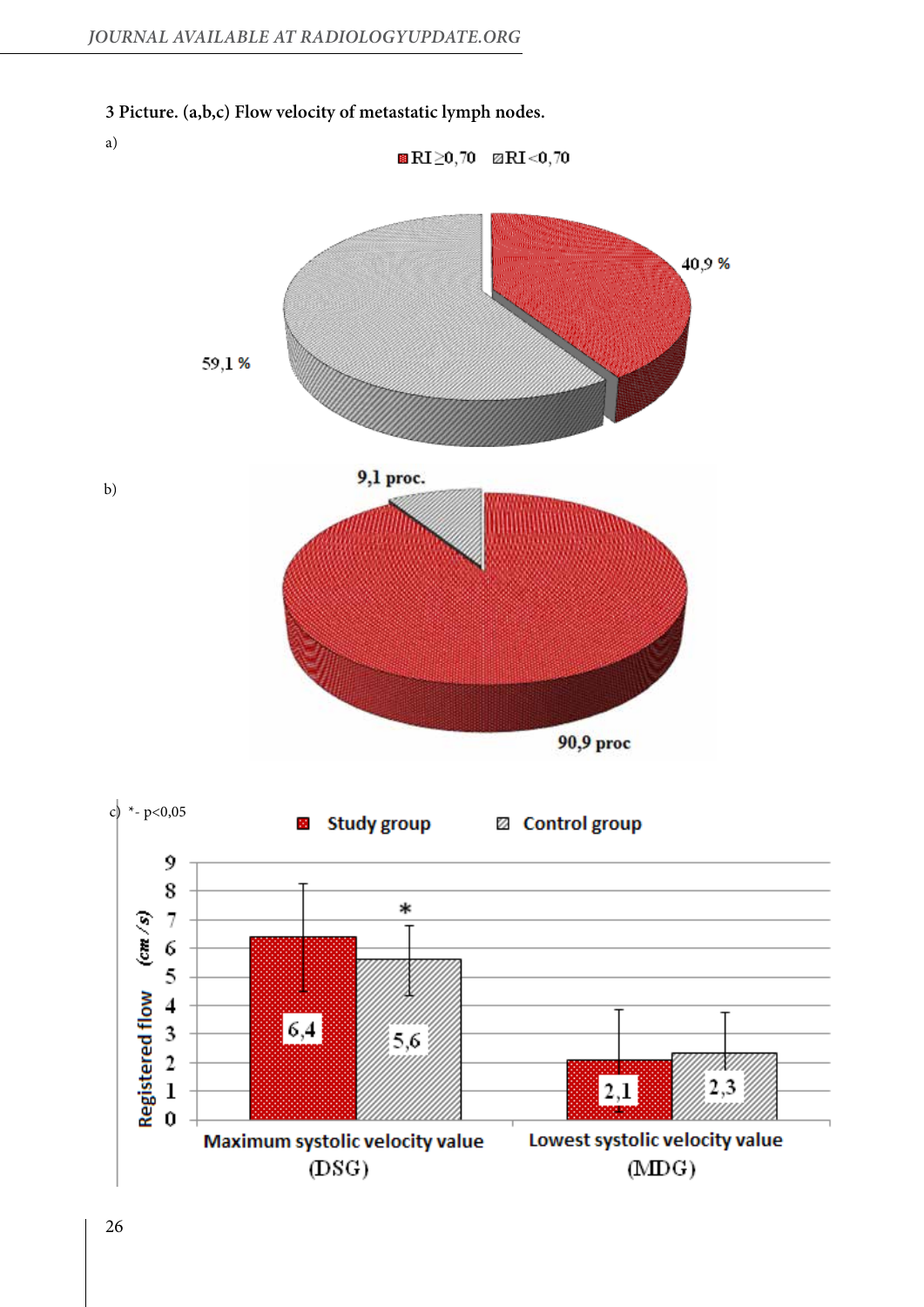**3 Picture. (a,b,c) Flow velocity of metastatic lymph nodes.**

a)

■ RI ≥0,70 ▨ RI <0,70

40,9 %

59,1 %

b)

9,1 proc.

90,9 proc

c) *- p<0,05

■ Study group ▨ Control group

Registered flow (cm/s)

| | Study group | Control group |
|---|---|---|
| Maximum systolic velocity value (DSG) | 6,4 | 5,6* |
| Lowest systolic velocity value (MDG) | 2,1 | 2,3 |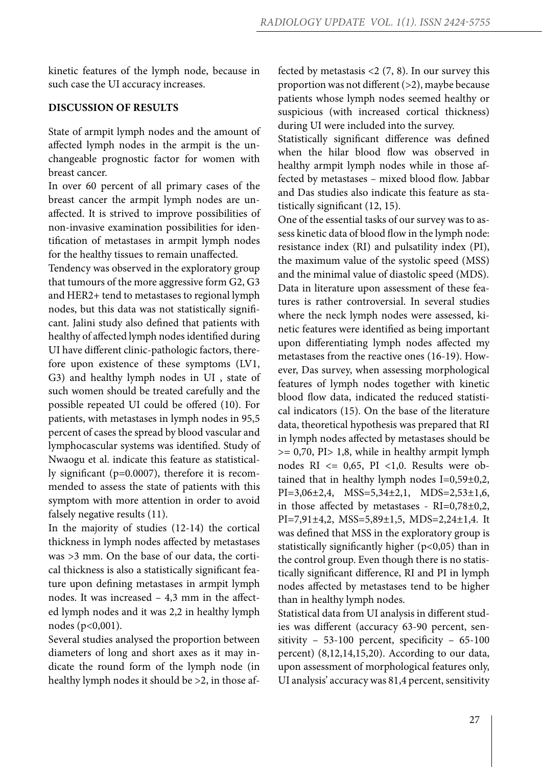kinetic features of the lymph node, because in such case the UI accuracy increases.

## DISCUSSION OF RESULTS

State of armpit lymph nodes and the amount of affected lymph nodes in the armpit is the unchangeable prognostic factor for women with breast cancer.

In over 60 percent of all primary cases of the breast cancer the armpit lymph nodes are unaffected. It is strived to improve possibilities of non-invasive examination possibilities for identification of metastases in armpit lymph nodes for the healthy tissues to remain unaffected.

Tendency was observed in the exploratory group that tumours of the more aggressive form G2, G3 and HER2+ tend to metastases to regional lymph nodes, but this data was not statistically significant. Jalini study also defined that patients with healthy of affected lymph nodes identified during UI have different clinic-pathologic factors, therefore upon existence of these symptoms (LV1, G3) and healthy lymph nodes in UI , state of such women should be treated carefully and the possible repeated UI could be offered (10). For patients, with metastases in lymph nodes in 95,5 percent of cases the spread by blood vascular and lymphocascular systems was identified. Study of Nwaogu et al. indicate this feature as statistically significant ($p=0.0007$), therefore it is recommended to assess the state of patients with this symptom with more attention in order to avoid falsely negative results (11).

In the majority of studies (12-14) the cortical thickness in lymph nodes affected by metastases was >3 mm. On the base of our data, the cortical thickness is also a statistically significant feature upon defining metastases in armpit lymph nodes. It was increased – 4,3 mm in the affected lymph nodes and it was 2,2 in healthy lymph nodes ($p<0,001$).

Several studies analysed the proportion between diameters of long and short axes as it may indicate the round form of the lymph node (in healthy lymph nodes it should be >2, in those affected by metastasis <2 (7, 8). In our survey this proportion was not different (>2), maybe because patients whose lymph nodes seemed healthy or suspicious (with increased cortical thickness) during UI were included into the survey.

Statistically significant difference was defined when the hilar blood flow was observed in healthy armpit lymph nodes while in those affected by metastases – mixed blood flow. Jabbar and Das studies also indicate this feature as statistically significant (12, 15).

One of the essential tasks of our survey was to assess kinetic data of blood flow in the lymph node: resistance index (RI) and pulsatility index (PI), the maximum value of the systolic speed (MSS) and the minimal value of diastolic speed (MDS). Data in literature upon assessment of these features is rather controversial. In several studies where the neck lymph nodes were assessed, kinetic features were identified as being important upon differentiating lymph nodes affected my metastases from the reactive ones (16-19). However, Das survey, when assessing morphological features of lymph nodes together with kinetic blood flow data, indicated the reduced statistical indicators (15). On the base of the literature data, theoretical hypothesis was prepared that RI in lymph nodes affected by metastases should be >= 0,70, PI> 1,8, while in healthy armpit lymph nodes RI <= 0,65, PI <1,0. Results were obtained that in healthy lymph nodes I=0,59±0,2, PI=3,06±2,4, MSS=5,34±2,1, MDS=2,53±1,6, in those affected by metastases - RI=0,78±0,2, PI=7,91±4,2, MSS=5,89±1,5, MDS=2,24±1,4. It was defined that MSS in the exploratory group is statistically significantly higher ($p<0,05$) than in the control group. Even though there is no statistically significant difference, RI and PI in lymph nodes affected by metastases tend to be higher than in healthy lymph nodes.

Statistical data from UI analysis in different studies was different (accuracy 63-90 percent, sensitivity – 53-100 percent, specificity – 65-100 percent) (8,12,14,15,20). According to our data, upon assessment of morphological features only, UI analysis' accuracy was 81,4 percent, sensitivity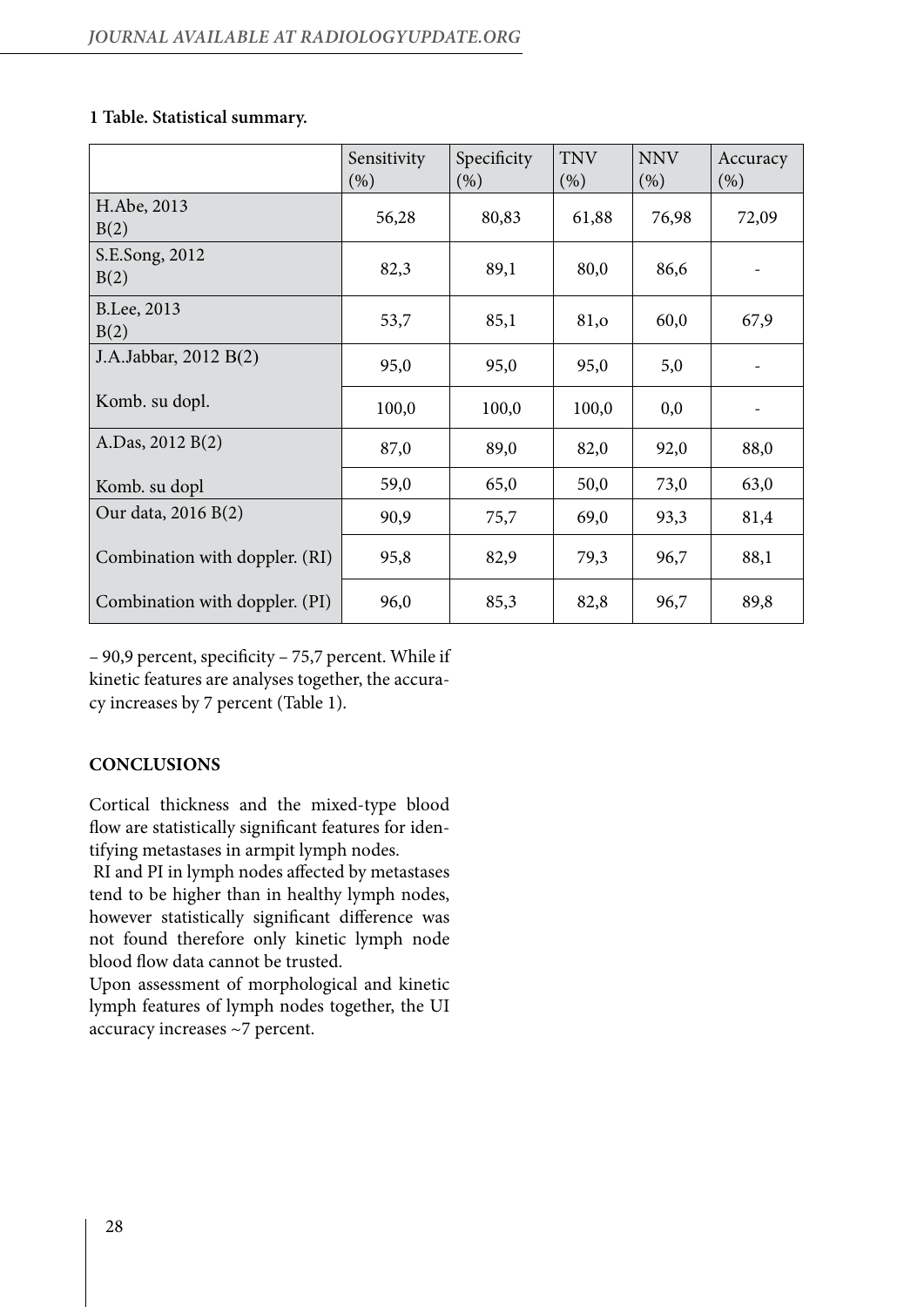**1 Table. Statistical summary.**

| | Sensitivity (%) | Specificity (%) | TNV (%) | NNV (%) | Accuracy (%) |
|---|---|---|---|---|---|
| H.Abe, 2013 B(2) | 56,28 | 80,83 | 61,88 | 76,98 | 72,09 |
| S.E.Song, 2012 B(2) | 82,3 | 89,1 | 80,0 | 86,6 | - |
| B.Lee, 2013 B(2) | 53,7 | 85,1 | 81,o | 60,0 | 67,9 |
| J.A.Jabbar, 2012 B(2) | 95,0 | 95,0 | 95,0 | 5,0 | - |
| Komb. su dopl. | 100,0 | 100,0 | 100,0 | 0,0 | - |
| A.Das, 2012 B(2) | 87,0 | 89,0 | 82,0 | 92,0 | 88,0 |
| Komb. su dopl | 59,0 | 65,0 | 50,0 | 73,0 | 63,0 |
| Our data, 2016 B(2) | 90,9 | 75,7 | 69,0 | 93,3 | 81,4 |
| Combination with doppler. (RI) | 95,8 | 82,9 | 79,3 | 96,7 | 88,1 |
| Combination with doppler. (PI) | 96,0 | 85,3 | 82,8 | 96,7 | 89,8 |

– 90,9 percent, specificity – 75,7 percent. While if kinetic features are analyses together, the accuracy increases by 7 percent (Table 1).

## CONCLUSIONS

Cortical thickness and the mixed-type blood flow are statistically significant features for identifying metastases in armpit lymph nodes.

RI and PI in lymph nodes affected by metastases tend to be higher than in healthy lymph nodes, however statistically significant difference was not found therefore only kinetic lymph node blood flow data cannot be trusted.

Upon assessment of morphological and kinetic lymph features of lymph nodes together, the UI accuracy increases ~7 percent.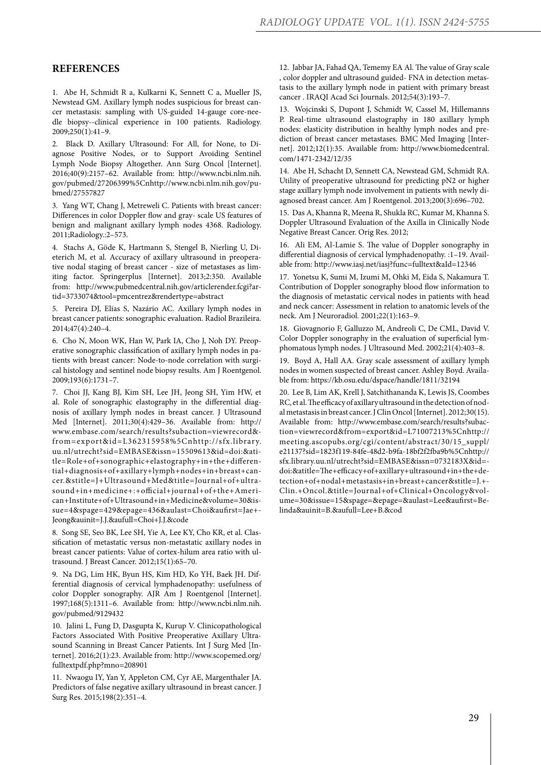## REFERENCES

1. Abe H, Schmidt R a, Kulkarni K, Sennett C a, Mueller JS, Newstead GM. Axillary lymph nodes suspicious for breast cancer metastasis: sampling with US-guided 14-gauge core-needle biopsy--clinical experience in 100 patients. Radiology. 2009;250(1):41–9.

2. Black D. Axillary Ultrasound: For All, for None, to Diagnose Positive Nodes, or to Support Avoiding Sentinel Lymph Node Biopsy Altogether. Ann Surg Oncol [Internet]. 2016;40(9):2157–62. Available from: http://www.ncbi.nlm.nih.gov/pubmed/27206399%5Cnhttp://www.ncbi.nlm.nih.gov/pubmed/27557827

3. Yang WT, Chang J, Metreweli C. Patients with breast cancer: Differences in color Doppler flow and gray- scale US features of benign and malignant axillary lymph nodes 4368. Radiology. 2011;Radiology.:2–573.

4. Stachs A, Göde K, Hartmann S, Stengel B, Nierling U, Dieterich M, et al. Accuracy of axillary ultrasound in preoperative nodal staging of breast cancer - size of metastases as limiting factor. Springerplus [Internet]. 2013;2:350. Available from: http://www.pubmedcentral.nih.gov/articlerender.fcgi?artid=3733074&tool=pmcentrez&rendertype=abstract

5. Pereira DJ, Elias S, Nazário AC. Axillary lymph nodes in breast cancer patients: sonographic evaluation. Radiol Brazileira. 2014;47(4):240–4.

6. Cho N, Moon WK, Han W, Park IA, Cho J, Noh DY. Preoperative sonographic classification of axillary lymph nodes in patients with breast cancer: Node-to-node correlation with surgical histology and sentinel node biopsy results. Am J Roentgenol. 2009;193(6):1731–7.

7. Choi JJ, Kang BJ, Kim SH, Lee JH, Jeong SH, Yim HW, et al. Role of sonographic elastography in the differential diagnosis of axillary lymph nodes in breast cancer. J Ultrasound Med [Internet]. 2011;30(4):429–36. Available from: http://www.embase.com/search/results?subaction=viewrecord&from=export&id=L362315958%5Cnhttp://sfx.library.uu.nl/utrecht?sid=EMBASE&issn=15509613&id=doi:&atitle=Role+of+sonographic+elastography+in+the+differential+diagnosis+of+axillary+lymph+nodes+in+breast+cancer.&stitle=J+Ultrasound+Med&title=Journal+of+ultrasound+in+medicine+:+official+journal+of+the+American+Institute+of+Ultrasound+in+Medicine&volume=30&issue=4&spage=429&epage=436&aulast=Choi&aufirst=Jae+-Jeong&auinit=J.J.&aufull=Choi+J.J.&code

8. Song SE, Seo BK, Lee SH, Yie A, Lee KY, Cho KR, et al. Classification of metastatic versus non-metastatic axillary nodes in breast cancer patients: Value of cortex-hilum area ratio with ultrasound. J Breast Cancer. 2012;15(1):65–70.

9. Na DG, Lim HK, Byun HS, Kim HD, Ko YH, Baek JH. Differential diagnosis of cervical lymphadenopathy: usefulness of color Doppler sonography. AJR Am J Roentgenol [Internet]. 1997;168(5):1311–6. Available from: http://www.ncbi.nlm.nih.gov/pubmed/9129432

10. Jalini L, Fung D, Dasgupta K, Kurup V. Clinicopathological Factors Associated With Positive Preoperative Axillary Ultrasound Scanning in Breast Cancer Patients. Int J Surg Med [Internet]. 2016;2(1):23. Available from: http://www.scopemed.org/fulltextpdf.php?mno=208901

11. Nwaogu IY, Yan Y, Appleton CM, Cyr AE, Margenthaler JA. Predictors of false negative axillary ultrasound in breast cancer. J Surg Res. 2015;198(2):351–4.

12. Jabbar JA, Fahad QA, Tememy EA Al. The value of Gray scale , color doppler and ultrasound guided- FNA in detection metastasis to the axillary lymph node in patient with primary breast cancer . IRAQI Acad Sci Journals. 2012;54(3):193–7.

13. Wojcinski S, Dupont J, Schmidt W, Cassel M, Hillemanns P. Real-time ultrasound elastography in 180 axillary lymph nodes: elasticity distribution in healthy lymph nodes and prediction of breast cancer metastases. BMC Med Imaging [Internet]. 2012;12(1):35. Available from: http://www.biomedcentral.com/1471-2342/12/35

14. Abe H, Schacht D, Sennett CA, Newstead GM, Schmidt RA. Utility of preoperative ultrasound for predicting pN2 or higher stage axillary lymph node involvement in patients with newly diagnosed breast cancer. Am J Roentgenol. 2013;200(3):696–702.

15. Das A, Khanna R, Meena R, Shukla RC, Kumar M, Khanna S. Doppler Ultrasound Evaluation of the Axilla in Clinically Node Negative Breast Cancer. Orig Res. 2012;

16. Ali EM, Al-Lamie S. The value of Doppler sonography in differential diagnosis of cervical lymphadenopathy. :1–19. Available from: http://www.iasj.net/iasj?func=fulltext&aId=12346

17. Yonetsu K, Sumi M, Izumi M, Ohki M, Eida S, Nakamura T. Contribution of Doppler sonography blood flow information to the diagnosis of metastatic cervical nodes in patients with head and neck cancer: Assessment in relation to anatomic levels of the neck. Am J Neuroradiol. 2001;22(1):163–9.

18. Giovagnorio F, Galluzzo M, Andreoli C, De CML, David V. Color Doppler sonography in the evaluation of superficial lymphomatous lymph nodes. J Ultrasound Med. 2002;21(4):403–8.

19. Boyd A, Hall AA. Gray scale assessment of axillary lymph nodes in women suspected of breast cancer. Ashley Boyd. Available from: https://kb.osu.edu/dspace/handle/1811/32194

20. Lee B, Lim AK, Krell J, Satchithananda K, Lewis JS, Coombes RC, et al. The efficacy of axillary ultrasound in the detection of nodal metastasis in breast cancer. J Clin Oncol [Internet]. 2012;30(15). Available from: http://www.embase.com/search/results?subaction=viewrecord&from=export&id=L71007213%5Cnhttp://meeting.ascopubs.org/cgi/content/abstract/30/15_suppl/e21137?sid=1823f119-84fe-48d2-b9fa-18bf2f2fba9b%5Cnhttp://sfx.library.uu.nl/utrecht?sid=EMBASE&issn=0732183X&id=doi:&atitle=The+efficacy+of+axillary+ultrasound+in+the+detection+of+nodal+metastasis+in+breast+cancer&stitle=J.+Clin.+Oncol.&title=Journal+of+Clinical+Oncology&volume=30&issue=15&spage=&epage=&aulast=Lee&aufirst=Belinda&auinit=B.&aufull=Lee+B.&cod